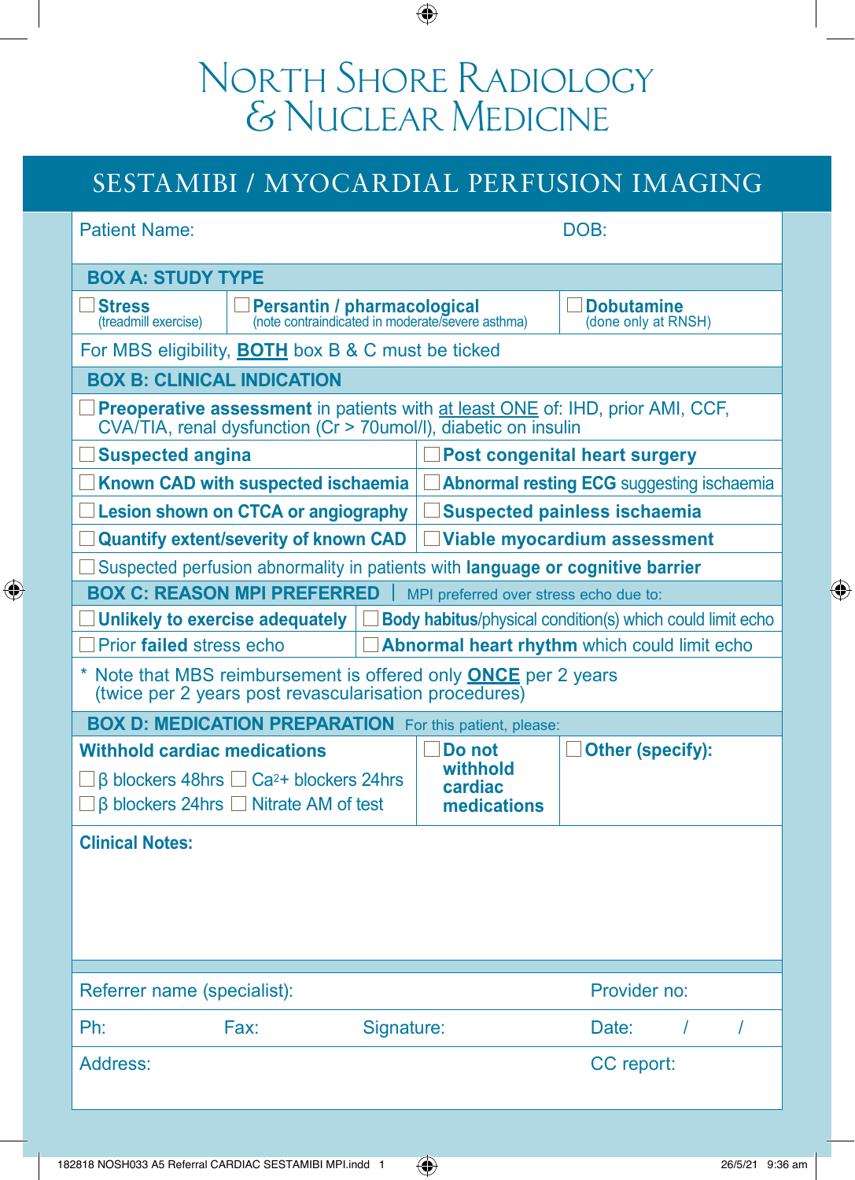# North Shore Radiology & Nuclear Medicine

## SESTAMIBI / MYOCARDIAL PERFUSION IMAGING

Patient Name: DOB:

### BOX A: STUDY TYPE

| | | |
|---|---|---|
| ☐ **Stress** (treadmill exercise) | ☐ **Persantin / pharmacological** (note contraindicated in moderate/severe asthma) | ☐ **Dobutamine** (done only at RNSH) |

For MBS eligibility, **BOTH** box B & C must be ticked

### BOX B: CLINICAL INDICATION

☐ **Preoperative assessment** in patients with at least ONE of: IHD, prior AMI, CCF, CVA/TIA, renal dysfunction (Cr > 70umol/l), diabetic on insulin

| | |
|---|---|
| ☐ **Suspected angina** | ☐ **Post congenital heart surgery** |
| ☐ **Known CAD with suspected ischaemia** | ☐ **Abnormal resting ECG** suggesting ischaemia |
| ☐ **Lesion shown on CTCA or angiography** | ☐ **Suspected painless ischaemia** |
| ☐ **Quantify extent/severity of known CAD** | ☐ **Viable myocardium assessment** |

☐ Suspected perfusion abnormality in patients with **language or cognitive barrier**

### BOX C: REASON MPI PREFERRED | MPI preferred over stress echo due to:

| | |
|---|---|
| ☐ **Unlikely to exercise adequately** | ☐ **Body habitus**/physical condition(s) which could limit echo |
| ☐ Prior **failed** stress echo | ☐ **Abnormal heart rhythm** which could limit echo |

\* Note that MBS reimbursement is offered only **ONCE** per 2 years (twice per 2 years post revascularisation procedures)

### BOX D: MEDICATION PREPARATION For this patient, please:

| | | |
|---|---|---|
| **Withhold cardiac medications**<br>☐ β blockers 48hrs ☐ $Ca^{2+}$ blockers 24hrs<br>☐ β blockers 24hrs ☐ Nitrate AM of test | ☐ **Do not withhold cardiac medications** | ☐ **Other (specify):** |

**Clinical Notes:**

Referrer name (specialist): Provider no:

Ph: Fax: Signature: Date: / /

Address: CC report: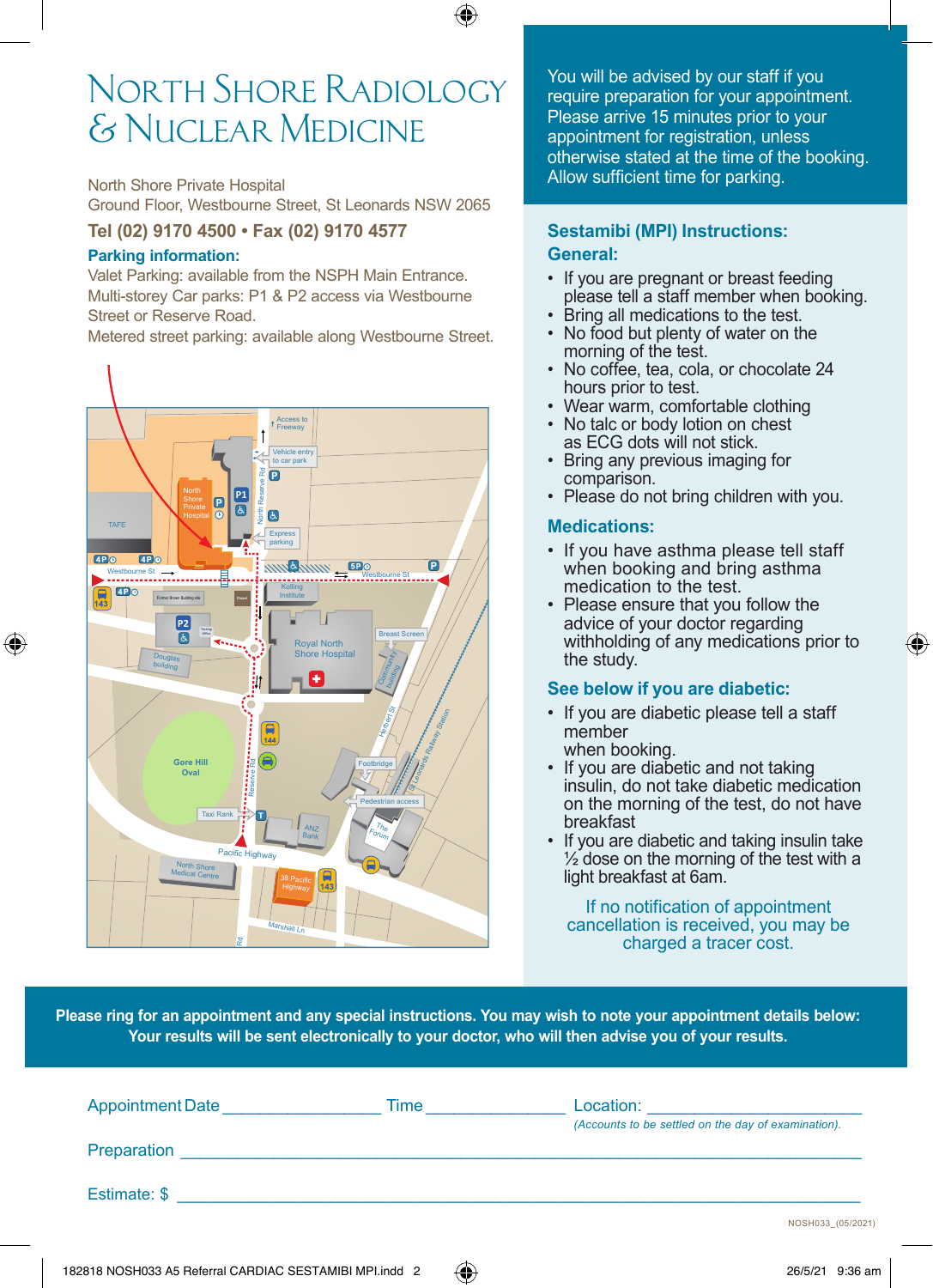# NORTH SHORE RADIOLOGY & NUCLEAR MEDICINE

North Shore Private Hospital
Ground Floor, Westbourne Street, St Leonards NSW 2065

**Tel (02) 9170 4500 • Fax (02) 9170 4577**

**Parking information:**
Valet Parking: available from the NSPH Main Entrance.
Multi-storey Car parks: P1 & P2 access via Westbourne Street or Reserve Road.
Metered street parking: available along Westbourne Street.

Access to Freeway
Vehicle entry to car park
North Shore Private Hospital
TAFE
P1
P
North Reserve Rd
Express parking
4P
4P
5P
P
Westbourne St
Westbourne St
143
4P
Former Brown Building site
Chapel
Kolling Institute
P2
Parking Office
Douglas building
Royal North Shore Hospital
Breast Screen
Community building
Herbert St
St Leonards Railway Station
144
Gore Hill Oval
Reserve Rd
Footbridge
Pedestrian access
Taxi Rank
T
ANZ Bank
The Forum
Pacific Highway
North Shore Medical Centre
38 Pacific Highway
143
Marshall Ln
Rd

You will be advised by our staff if you require preparation for your appointment. Please arrive 15 minutes prior to your appointment for registration, unless otherwise stated at the time of the booking. Allow sufficient time for parking.

## Sestamibi (MPI) Instructions:

### General:

- If you are pregnant or breast feeding please tell a staff member when booking.
- Bring all medications to the test.
- No food but plenty of water on the morning of the test.
- No coffee, tea, cola, or chocolate 24 hours prior to test.
- Wear warm, comfortable clothing
- No talc or body lotion on chest as ECG dots will not stick.
- Bring any previous imaging for comparison.
- Please do not bring children with you.

### Medications:

- If you have asthma please tell staff when booking and bring asthma medication to the test.
- Please ensure that you follow the advice of your doctor regarding withholding of any medications prior to the study.

### See below if you are diabetic:

- If you are diabetic please tell a staff member when booking.
- If you are diabetic and not taking insulin, do not take diabetic medication on the morning of the test, do not have breakfast
- If you are diabetic and taking insulin take ½ dose on the morning of the test with a light breakfast at 6am.

If no notification of appointment cancellation is received, you may be charged a tracer cost.

**Please ring for an appointment and any special instructions. You may wish to note your appointment details below:**
**Your results will be sent electronically to your doctor, who will then advise you of your results.**

Appointment Date ________________ Time ______________ Location: ______________________
*(Accounts to be settled on the day of examination).*

Preparation ______________________________________________________________

Estimate: $ ______________________________________________________________

NOSH033_(05/2021)